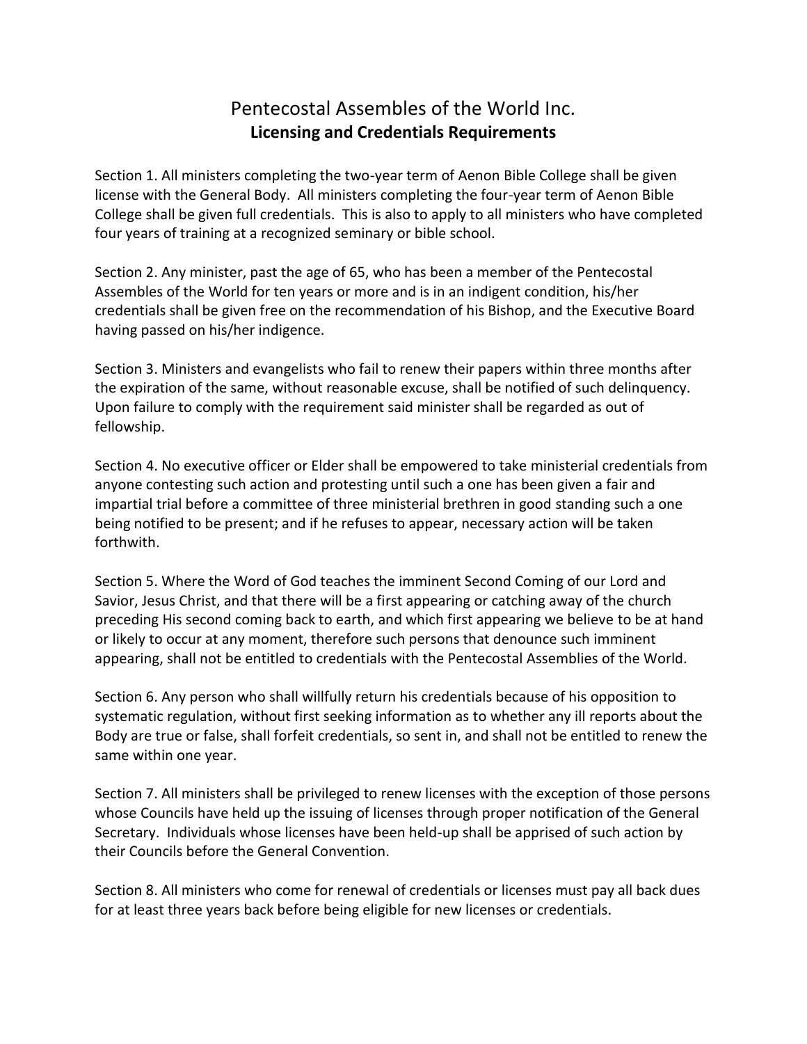# Pentecostal Assembles of the World Inc.
## **Licensing and Credentials Requirements**

Section 1. All ministers completing the two-year term of Aenon Bible College shall be given license with the General Body. All ministers completing the four-year term of Aenon Bible College shall be given full credentials. This is also to apply to all ministers who have completed four years of training at a recognized seminary or bible school.

Section 2. Any minister, past the age of 65, who has been a member of the Pentecostal Assembles of the World for ten years or more and is in an indigent condition, his/her credentials shall be given free on the recommendation of his Bishop, and the Executive Board having passed on his/her indigence.

Section 3. Ministers and evangelists who fail to renew their papers within three months after the expiration of the same, without reasonable excuse, shall be notified of such delinquency. Upon failure to comply with the requirement said minister shall be regarded as out of fellowship.

Section 4. No executive officer or Elder shall be empowered to take ministerial credentials from anyone contesting such action and protesting until such a one has been given a fair and impartial trial before a committee of three ministerial brethren in good standing such a one being notified to be present; and if he refuses to appear, necessary action will be taken forthwith.

Section 5. Where the Word of God teaches the imminent Second Coming of our Lord and Savior, Jesus Christ, and that there will be a first appearing or catching away of the church preceding His second coming back to earth, and which first appearing we believe to be at hand or likely to occur at any moment, therefore such persons that denounce such imminent appearing, shall not be entitled to credentials with the Pentecostal Assemblies of the World.

Section 6. Any person who shall willfully return his credentials because of his opposition to systematic regulation, without first seeking information as to whether any ill reports about the Body are true or false, shall forfeit credentials, so sent in, and shall not be entitled to renew the same within one year.

Section 7. All ministers shall be privileged to renew licenses with the exception of those persons whose Councils have held up the issuing of licenses through proper notification of the General Secretary. Individuals whose licenses have been held-up shall be apprised of such action by their Councils before the General Convention.

Section 8. All ministers who come for renewal of credentials or licenses must pay all back dues for at least three years back before being eligible for new licenses or credentials.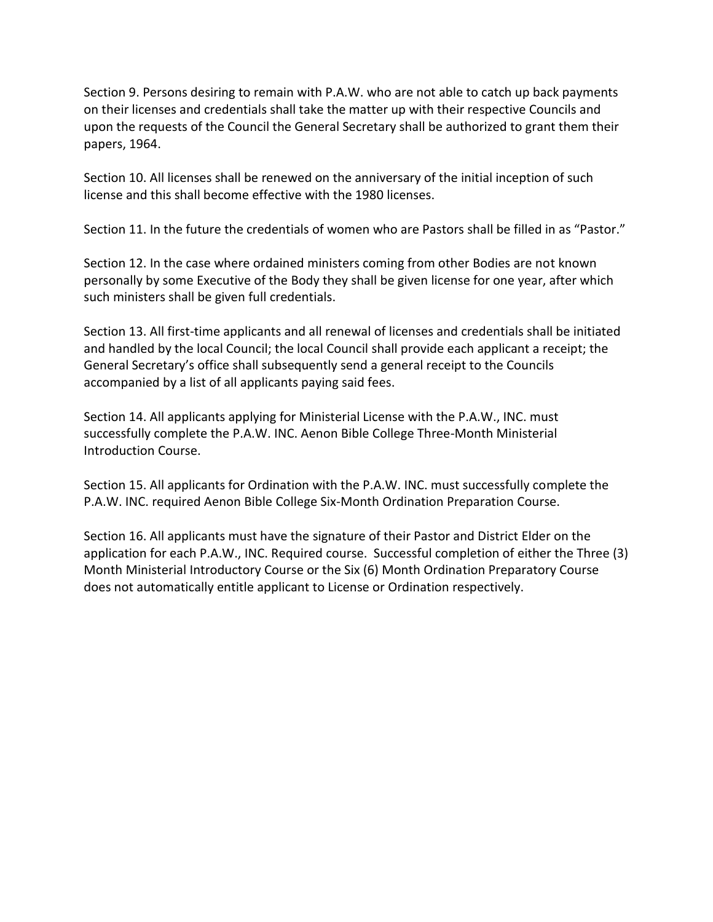Section 9. Persons desiring to remain with P.A.W. who are not able to catch up back payments on their licenses and credentials shall take the matter up with their respective Councils and upon the requests of the Council the General Secretary shall be authorized to grant them their papers, 1964.

Section 10. All licenses shall be renewed on the anniversary of the initial inception of such license and this shall become effective with the 1980 licenses.

Section 11. In the future the credentials of women who are Pastors shall be filled in as "Pastor."

Section 12. In the case where ordained ministers coming from other Bodies are not known personally by some Executive of the Body they shall be given license for one year, after which such ministers shall be given full credentials.

Section 13. All first-time applicants and all renewal of licenses and credentials shall be initiated and handled by the local Council; the local Council shall provide each applicant a receipt; the General Secretary's office shall subsequently send a general receipt to the Councils accompanied by a list of all applicants paying said fees.

Section 14. All applicants applying for Ministerial License with the P.A.W., INC. must successfully complete the P.A.W. INC. Aenon Bible College Three-Month Ministerial Introduction Course.

Section 15. All applicants for Ordination with the P.A.W. INC. must successfully complete the P.A.W. INC. required Aenon Bible College Six-Month Ordination Preparation Course.

Section 16. All applicants must have the signature of their Pastor and District Elder on the application for each P.A.W., INC. Required course. Successful completion of either the Three (3) Month Ministerial Introductory Course or the Six (6) Month Ordination Preparatory Course does not automatically entitle applicant to License or Ordination respectively.